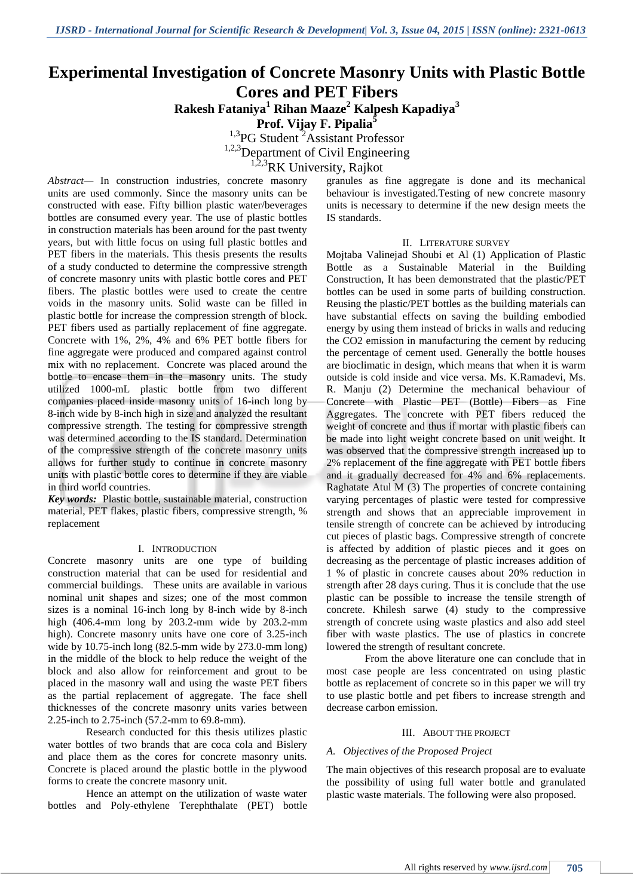# Experimental Investigation of Concrete Masonry Units with Plastic Bottle Cores and PET Fibers

**Rakesh Fataniya[1] Rihan Maaze[2] Kalpesh Kapadiya[3]**

**Prof. Vijay F. Pipalia[5]**

[1,3]PG Student [2]Assistant Professor

[1,2,3]Department of Civil Engineering

[1,2,3]RK University, Rajkot

*Abstract*— In construction industries, concrete masonry units are used commonly. Since the masonry units can be constructed with ease. Fifty billion plastic water/beverages bottles are consumed every year. The use of plastic bottles in construction materials has been around for the past twenty years, but with little focus on using full plastic bottles and PET fibers in the materials. This thesis presents the results of a study conducted to determine the compressive strength of concrete masonry units with plastic bottle cores and PET fibers. The plastic bottles were used to create the centre voids in the masonry units. Solid waste can be filled in plastic bottle for increase the compression strength of block. PET fibers used as partially replacement of fine aggregate. Concrete with 1%, 2%, 4% and 6% PET bottle fibers for fine aggregate were produced and compared against control mix with no replacement. Concrete was placed around the bottle to encase them in the masonry units. The study utilized 1000-mL plastic bottle from two different companies placed inside masonry units of 16-inch long by 8-inch wide by 8-inch high in size and analyzed the resultant compressive strength. The testing for compressive strength was determined according to the IS standard. Determination of the compressive strength of the concrete masonry units allows for further study to continue in concrete masonry units with plastic bottle cores to determine if they are viable in third world countries.

***Key words:*** Plastic bottle, sustainable material, construction material, PET flakes, plastic fibers, compressive strength, % replacement

## I. Introduction

Concrete masonry units are one type of building construction material that can be used for residential and commercial buildings. These units are available in various nominal unit shapes and sizes; one of the most common sizes is a nominal 16-inch long by 8-inch wide by 8-inch high (406.4-mm long by 203.2-mm wide by 203.2-mm high). Concrete masonry units have one core of 3.25-inch wide by 10.75-inch long (82.5-mm wide by 273.0-mm long) in the middle of the block to help reduce the weight of the block and also allow for reinforcement and grout to be placed in the masonry wall and using the waste PET fibers as the partial replacement of aggregate. The face shell thicknesses of the concrete masonry units varies between 2.25-inch to 2.75-inch (57.2-mm to 69.8-mm).

Research conducted for this thesis utilizes plastic water bottles of two brands that are coca cola and Bislery and place them as the cores for concrete masonry units. Concrete is placed around the plastic bottle in the plywood forms to create the concrete masonry unit.

Hence an attempt on the utilization of waste water bottles and Poly-ethylene Terephthalate (PET) bottle granules as fine aggregate is done and its mechanical behaviour is investigated.Testing of new concrete masonry units is necessary to determine if the new design meets the IS standards.

## II. Literature Survey

Mojtaba Valinejad Shoubi et Al (1) Application of Plastic Bottle as a Sustainable Material in the Building Construction, It has been demonstrated that the plastic/PET bottles can be used in some parts of building construction. Reusing the plastic/PET bottles as the building materials can have substantial effects on saving the building embodied energy by using them instead of bricks in walls and reducing the CO2 emission in manufacturing the cement by reducing the percentage of cement used. Generally the bottle houses are bioclimatic in design, which means that when it is warm outside is cold inside and vice versa. Ms. K.Ramadevi, Ms. R. Manju (2) Determine the mechanical behaviour of Concrete with Plastic PET (Bottle) Fibers as Fine Aggregates. The concrete with PET fibers reduced the weight of concrete and thus if mortar with plastic fibers can be made into light weight concrete based on unit weight. It was observed that the compressive strength increased up to 2% replacement of the fine aggregate with PET bottle fibers and it gradually decreased for 4% and 6% replacements. Raghatate Atul M (3) The properties of concrete containing varying percentages of plastic were tested for compressive strength and shows that an appreciable improvement in tensile strength of concrete can be achieved by introducing cut pieces of plastic bags. Compressive strength of concrete is affected by addition of plastic pieces and it goes on decreasing as the percentage of plastic increases addition of 1 % of plastic in concrete causes about 20% reduction in strength after 28 days curing. Thus it is conclude that the use plastic can be possible to increase the tensile strength of concrete. Khilesh sarwe (4) study to the compressive strength of concrete using waste plastics and also add steel fiber with waste plastics. The use of plastics in concrete lowered the strength of resultant concrete.

From the above literature one can conclude that in most case people are less concentrated on using plastic bottle as replacement of concrete so in this paper we will try to use plastic bottle and pet fibers to increase strength and decrease carbon emission.

## III. About the Project

### *A. Objectives of the Proposed Project*

The main objectives of this research proposal are to evaluate the possibility of using full water bottle and granulated plastic waste materials. The following were also proposed.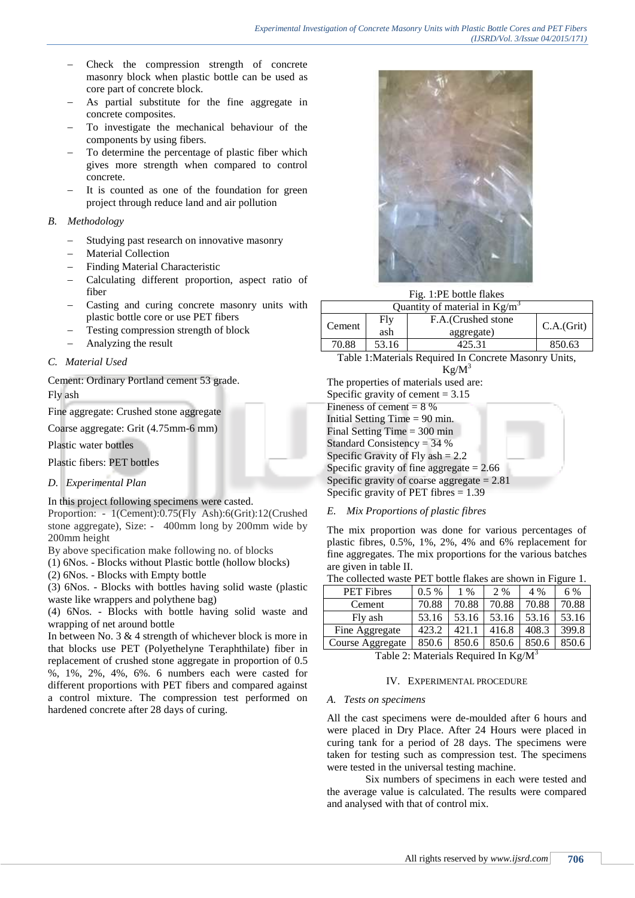- Check the compression strength of concrete masonry block when plastic bottle can be used as core part of concrete block.
- As partial substitute for the fine aggregate in concrete composites.
- To investigate the mechanical behaviour of the components by using fibers.
- To determine the percentage of plastic fiber which gives more strength when compared to control concrete.
- It is counted as one of the foundation for green project through reduce land and air pollution

### B. *Methodology*

- Studying past research on innovative masonry
- Material Collection
- Finding Material Characteristic
- Calculating different proportion, aspect ratio of fiber
- Casting and curing concrete masonry units with plastic bottle core or use PET fibers
- Testing compression strength of block
- Analyzing the result

### C. *Material Used*

Cement: Ordinary Portland cement 53 grade.

Fly ash

Fine aggregate: Crushed stone aggregate

Coarse aggregate: Grit (4.75mm-6 mm)

Plastic water bottles

Plastic fibers: PET bottles

### D. *Experimental Plan*

In this project following specimens were casted.

Proportion: - 1(Cement):0.75(Fly Ash):6(Grit):12(Crushed stone aggregate), Size: - 400mm long by 200mm wide by 200mm height

By above specification make following no. of blocks

(1) 6Nos. - Blocks without Plastic bottle (hollow blocks)

(2) 6Nos. - Blocks with Empty bottle

(3) 6Nos. - Blocks with bottles having solid waste (plastic waste like wrappers and polythene bag)

(4) 6Nos. - Blocks with bottle having solid waste and wrapping of net around bottle

In between No. 3 & 4 strength of whichever block is more in that blocks use PET (Polyethelyne Teraphthilate) fiber in replacement of crushed stone aggregate in proportion of 0.5 %, 1%, 2%, 4%, 6%. 6 numbers each were casted for different proportions with PET fibers and compared against a control mixture. The compression test performed on hardened concrete after 28 days of curing.

Fig. 1:PE bottle flakes

| Quantity of material in $Kg/m^3$ | | | |
|---|---|---|---|
| Cement | Fly ash | F.A.(Crushed stone aggregate) | C.A.(Grit) |
| 70.88 | 53.16 | 425.31 | 850.63 |

Table 1:Materials Required In Concrete Masonry Units, $Kg/M^3$

The properties of materials used are:

Specific gravity of cement = 3.15

Fineness of cement = 8 %

Initial Setting Time = 90 min.

Final Setting Time = 300 min

Standard Consistency = 34 %

Specific Gravity of Fly ash = 2.2

Specific gravity of fine aggregate = 2.66

Specific gravity of coarse aggregate = 2.81

Specific gravity of PET fibres = 1.39

### E. *Mix Proportions of plastic fibres*

The mix proportion was done for various percentages of plastic fibres, 0.5%, 1%, 2%, 4% and 6% replacement for fine aggregates. The mix proportions for the various batches are given in table II.

The collected waste PET bottle flakes are shown in Figure 1.

| PET Fibres | 0.5 % | 1 % | 2 % | 4 % | 6 % |
|---|---|---|---|---|---|
| Cement | 70.88 | 70.88 | 70.88 | 70.88 | 70.88 |
| Fly ash | 53.16 | 53.16 | 53.16 | 53.16 | 53.16 |
| Fine Aggregate | 423.2 | 421.1 | 416.8 | 408.3 | 399.8 |
| Course Aggregate | 850.6 | 850.6 | 850.6 | 850.6 | 850.6 |

Table 2: Materials Required In $Kg/M^3$

## IV. EXPERIMENTAL PROCEDURE

### A. *Tests on specimens*

All the cast specimens were de-moulded after 6 hours and were placed in Dry Place. After 24 Hours were placed in curing tank for a period of 28 days. The specimens were taken for testing such as compression test. The specimens were tested in the universal testing machine.

Six numbers of specimens in each were tested and the average value is calculated. The results were compared and analysed with that of control mix.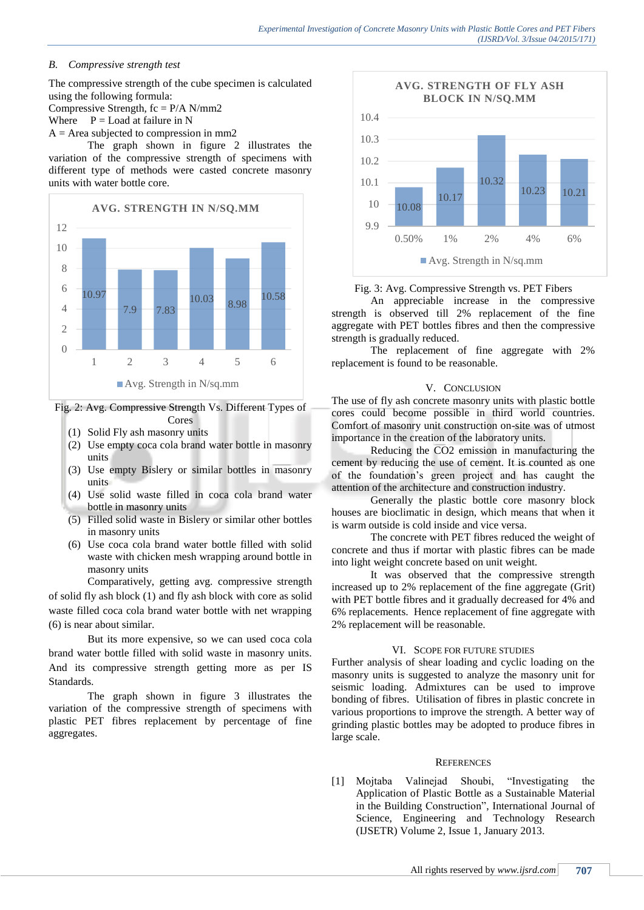### B. Compressive strength test

The compressive strength of the cube specimen is calculated using the following formula:

Compressive Strength, fc = P/A N/mm2

Where P = Load at failure in N

A = Area subjected to compression in mm2

The graph shown in figure 2 illustrates the variation of the compressive strength of specimens with different type of methods were casted concrete masonry units with water bottle core.

| Type | Avg. Strength in N/sq.mm |
|---|---|
| 1 | 10.97 |
| 2 | 7.9 |
| 3 | 7.83 |
| 4 | 10.03 |
| 5 | 8.98 |
| 6 | 10.58 |

Fig. 2: Avg. Compressive Strength Vs. Different Types of Cores

1. Solid Fly ash masonry units
2. Use empty coca cola brand water bottle in masonry units
3. Use empty Bislery or similar bottles in masonry units
4. Use solid waste filled in coca cola brand water bottle in masonry units
5. Filled solid waste in Bislery or similar other bottles in masonry units
6. Use coca cola brand water bottle filled with solid waste with chicken mesh wrapping around bottle in masonry units

Comparatively, getting avg. compressive strength of solid fly ash block (1) and fly ash block with core as solid waste filled coca cola brand water bottle with net wrapping (6) is near about similar.

But its more expensive, so we can used coca cola brand water bottle filled with solid waste in masonry units. And its compressive strength getting more as per IS Standards.

The graph shown in figure 3 illustrates the variation of the compressive strength of specimens with plastic PET fibres replacement by percentage of fine aggregates.

| PET Fibres | Avg. Strength in N/sq.mm |
|---|---|
| 0.50% | 10.08 |
| 1% | 10.17 |
| 2% | 10.32 |
| 4% | 10.23 |
| 6% | 10.21 |

Fig. 3: Avg. Compressive Strength vs. PET Fibers

An appreciable increase in the compressive strength is observed till 2% replacement of the fine aggregate with PET bottles fibres and then the compressive strength is gradually reduced.

The replacement of fine aggregate with 2% replacement is found to be reasonable.

## V. Conclusion

The use of fly ash concrete masonry units with plastic bottle cores could become possible in third world countries. Comfort of masonry unit construction on-site was of utmost importance in the creation of the laboratory units.

Reducing the $CO_2$ emission in manufacturing the cement by reducing the use of cement. It is counted as one of the foundation's green project and has caught the attention of the architecture and construction industry.

Generally the plastic bottle core masonry block houses are bioclimatic in design, which means that when it is warm outside is cold inside and vice versa.

The concrete with PET fibres reduced the weight of concrete and thus if mortar with plastic fibres can be made into light weight concrete based on unit weight.

It was observed that the compressive strength increased up to 2% replacement of the fine aggregate (Grit) with PET bottle fibres and it gradually decreased for 4% and 6% replacements. Hence replacement of fine aggregate with 2% replacement will be reasonable.

## VI. Scope for Future Studies

Further analysis of shear loading and cyclic loading on the masonry units is suggested to analyze the masonry unit for seismic loading. Admixtures can be used to improve bonding of fibres. Utilisation of fibres in plastic concrete in various proportions to improve the strength. A better way of grinding plastic bottles may be adopted to produce fibres in large scale.

## References

[1] Mojtaba Valinejad Shoubi, "Investigating the Application of Plastic Bottle as a Sustainable Material in the Building Construction", International Journal of Science, Engineering and Technology Research (IJSETR) Volume 2, Issue 1, January 2013.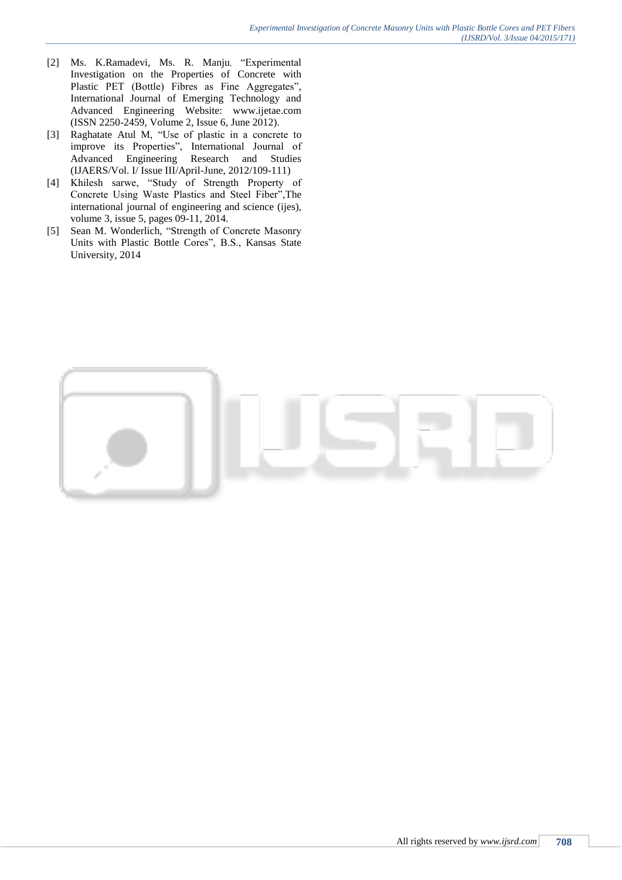[2] Ms. K.Ramadevi, Ms. R. Manju, "Experimental Investigation on the Properties of Concrete with Plastic PET (Bottle) Fibres as Fine Aggregates", International Journal of Emerging Technology and Advanced Engineering Website: www.ijetae.com (ISSN 2250-2459, Volume 2, Issue 6, June 2012).

[3] Raghatate Atul M, "Use of plastic in a concrete to improve its Properties", International Journal of Advanced Engineering Research and Studies (IJAERS/Vol. I/ Issue III/April-June, 2012/109-111)

[4] Khilesh sarwe, "Study of Strength Property of Concrete Using Waste Plastics and Steel Fiber",The international journal of engineering and science (ijes), volume 3, issue 5, pages 09-11, 2014.

[5] Sean M. Wonderlich, "Strength of Concrete Masonry Units with Plastic Bottle Cores", B.S., Kansas State University, 2014